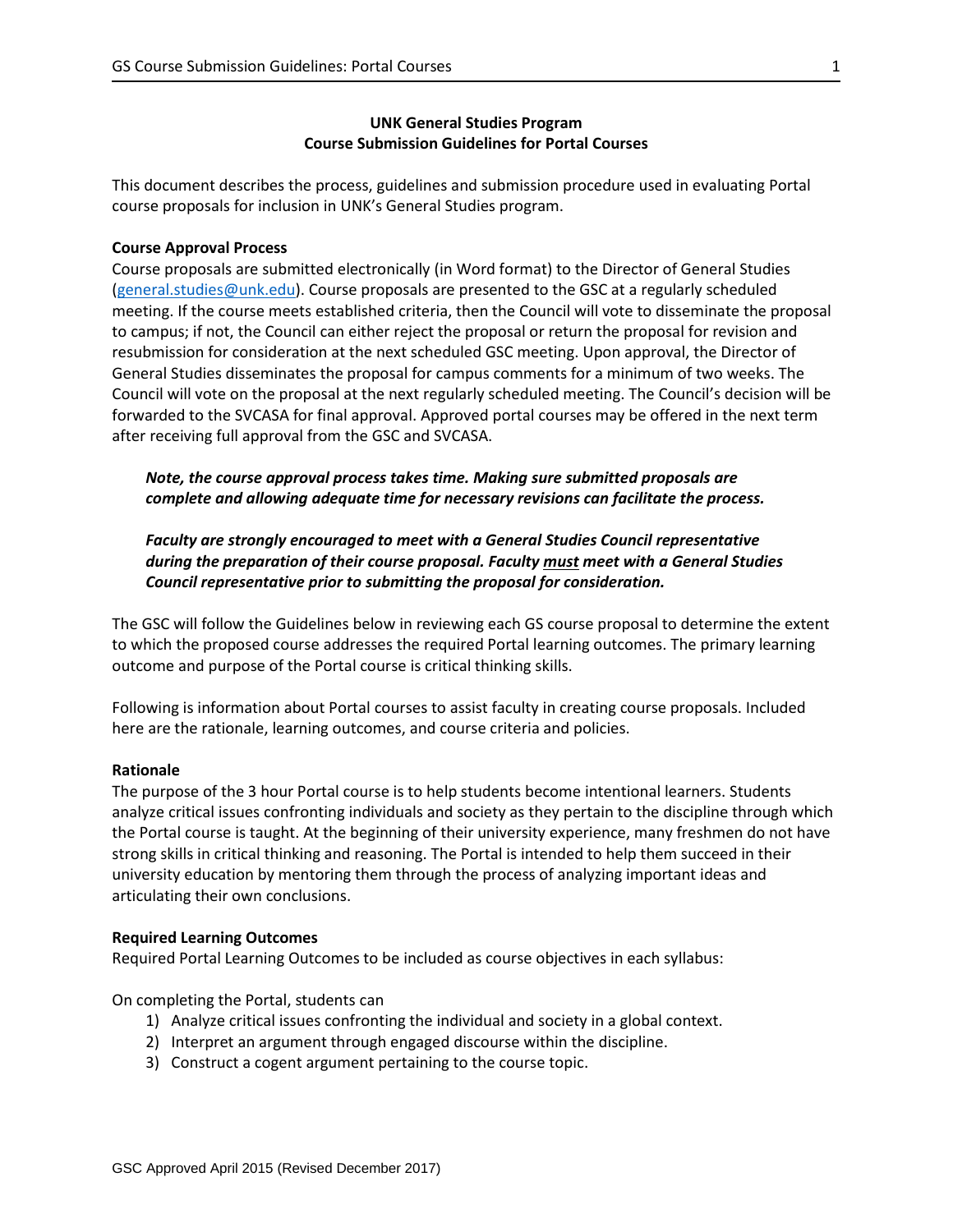**UNK General Studies Program**
**Course Submission Guidelines for Portal Courses**

This document describes the process, guidelines and submission procedure used in evaluating Portal course proposals for inclusion in UNK's General Studies program.

**Course Approval Process**

Course proposals are submitted electronically (in Word format) to the Director of General Studies (general.studies@unk.edu). Course proposals are presented to the GSC at a regularly scheduled meeting. If the course meets established criteria, then the Council will vote to disseminate the proposal to campus; if not, the Council can either reject the proposal or return the proposal for revision and resubmission for consideration at the next scheduled GSC meeting. Upon approval, the Director of General Studies disseminates the proposal for campus comments for a minimum of two weeks. The Council will vote on the proposal at the next regularly scheduled meeting. The Council's decision will be forwarded to the SVCASA for final approval. Approved portal courses may be offered in the next term after receiving full approval from the GSC and SVCASA.

> ***Note, the course approval process takes time. Making sure submitted proposals are complete and allowing adequate time for necessary revisions can facilitate the process.***
>
> ***Faculty are strongly encouraged to meet with a General Studies Council representative during the preparation of their course proposal. Faculty <u>must</u> meet with a General Studies Council representative prior to submitting the proposal for consideration.***

The GSC will follow the Guidelines below in reviewing each GS course proposal to determine the extent to which the proposed course addresses the required Portal learning outcomes. The primary learning outcome and purpose of the Portal course is critical thinking skills.

Following is information about Portal courses to assist faculty in creating course proposals. Included here are the rationale, learning outcomes, and course criteria and policies.

**Rationale**

The purpose of the 3 hour Portal course is to help students become intentional learners. Students analyze critical issues confronting individuals and society as they pertain to the discipline through which the Portal course is taught. At the beginning of their university experience, many freshmen do not have strong skills in critical thinking and reasoning. The Portal is intended to help them succeed in their university education by mentoring them through the process of analyzing important ideas and articulating their own conclusions.

**Required Learning Outcomes**

Required Portal Learning Outcomes to be included as course objectives in each syllabus:

On completing the Portal, students can

1) Analyze critical issues confronting the individual and society in a global context.
2) Interpret an argument through engaged discourse within the discipline.
3) Construct a cogent argument pertaining to the course topic.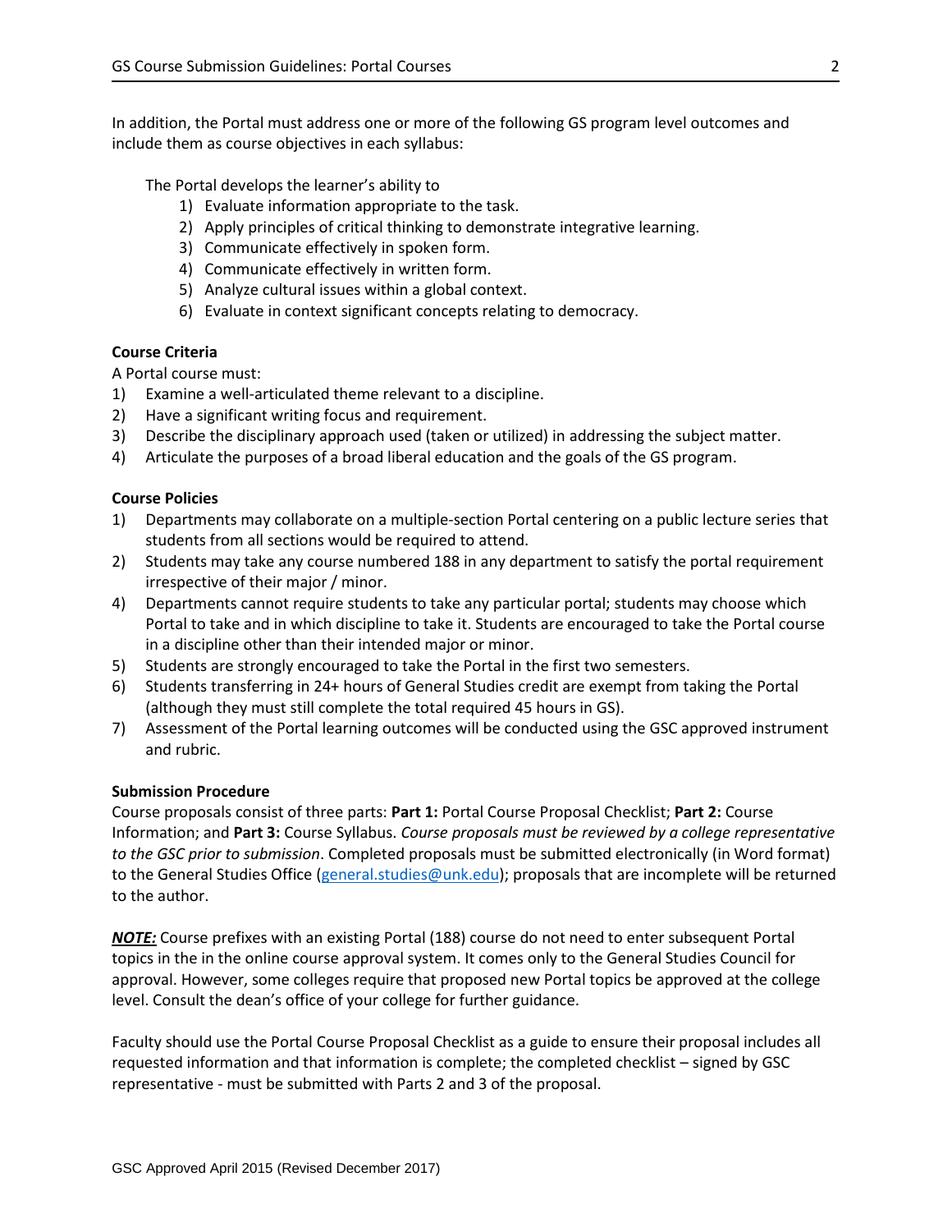In addition, the Portal must address one or more of the following GS program level outcomes and include them as course objectives in each syllabus:

The Portal develops the learner's ability to

1) Evaluate information appropriate to the task.
2) Apply principles of critical thinking to demonstrate integrative learning.
3) Communicate effectively in spoken form.
4) Communicate effectively in written form.
5) Analyze cultural issues within a global context.
6) Evaluate in context significant concepts relating to democracy.

**Course Criteria**

A Portal course must:

1) Examine a well-articulated theme relevant to a discipline.
2) Have a significant writing focus and requirement.
3) Describe the disciplinary approach used (taken or utilized) in addressing the subject matter.
4) Articulate the purposes of a broad liberal education and the goals of the GS program.

**Course Policies**

1) Departments may collaborate on a multiple-section Portal centering on a public lecture series that students from all sections would be required to attend.
2) Students may take any course numbered 188 in any department to satisfy the portal requirement irrespective of their major / minor.

4) Departments cannot require students to take any particular portal; students may choose which Portal to take and in which discipline to take it. Students are encouraged to take the Portal course in a discipline other than their intended major or minor.
5) Students are strongly encouraged to take the Portal in the first two semesters.
6) Students transferring in 24+ hours of General Studies credit are exempt from taking the Portal (although they must still complete the total required 45 hours in GS).
7) Assessment of the Portal learning outcomes will be conducted using the GSC approved instrument and rubric.

**Submission Procedure**

Course proposals consist of three parts: **Part 1:** Portal Course Proposal Checklist; **Part 2:** Course Information; and **Part 3:** Course Syllabus. *Course proposals must be reviewed by a college representative to the GSC prior to submission.* Completed proposals must be submitted electronically (in Word format) to the General Studies Office (general.studies@unk.edu); proposals that are incomplete will be returned to the author.

***NOTE:*** Course prefixes with an existing Portal (188) course do not need to enter subsequent Portal topics in the in the online course approval system. It comes only to the General Studies Council for approval. However, some colleges require that proposed new Portal topics be approved at the college level. Consult the dean's office of your college for further guidance.

Faculty should use the Portal Course Proposal Checklist as a guide to ensure their proposal includes all requested information and that information is complete; the completed checklist – signed by GSC representative - must be submitted with Parts 2 and 3 of the proposal.

GSC Approved April 2015 (Revised December 2017)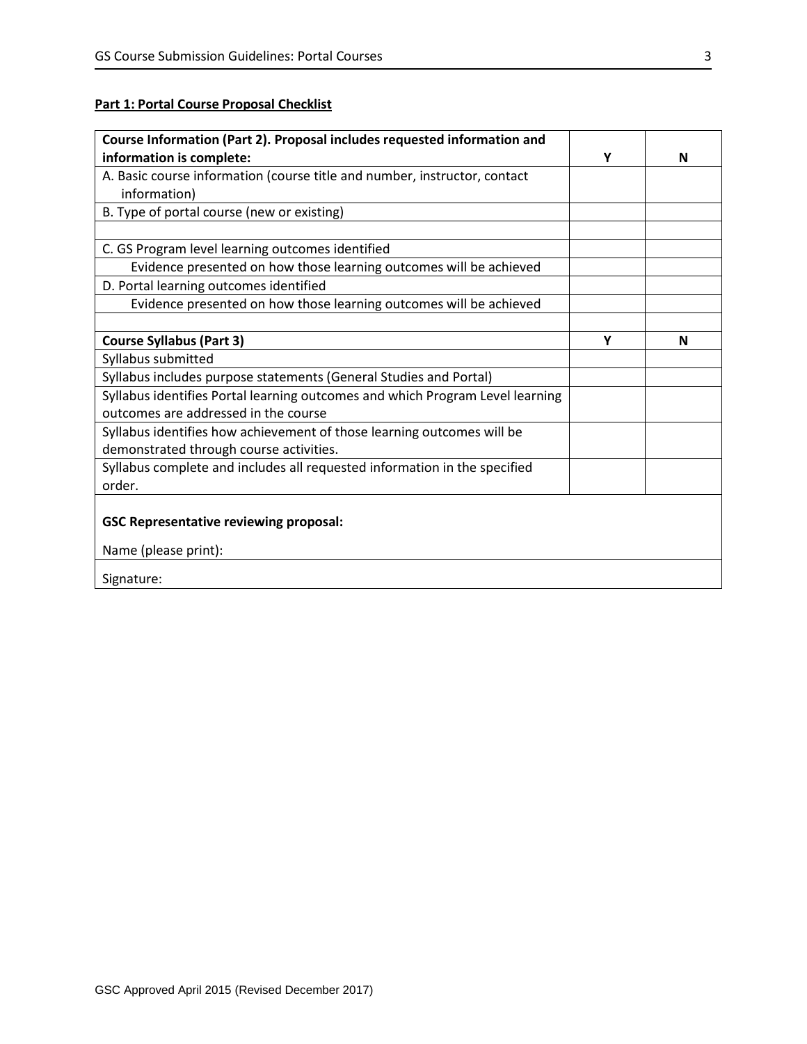**Part 1: Portal Course Proposal Checklist**

| **Course Information (Part 2). Proposal includes requested information and information is complete:** | **Y** | **N** |
|---|---|---|
| A. Basic course information (course title and number, instructor, contact information) | | |
| B. Type of portal course (new or existing) | | |
| | | |
| C. GS Program level learning outcomes identified | | |
| Evidence presented on how those learning outcomes will be achieved | | |
| D. Portal learning outcomes identified | | |
| Evidence presented on how those learning outcomes will be achieved | | |
| | | |
| **Course Syllabus (Part 3)** | **Y** | **N** |
| Syllabus submitted | | |
| Syllabus includes purpose statements (General Studies and Portal) | | |
| Syllabus identifies Portal learning outcomes and which Program Level learning outcomes are addressed in the course | | |
| Syllabus identifies how achievement of those learning outcomes will be demonstrated through course activities. | | |
| Syllabus complete and includes all requested information in the specified order. | | |
| **GSC Representative reviewing proposal:** Name (please print): | | |
| Signature: | | |

GSC Approved April 2015 (Revised December 2017)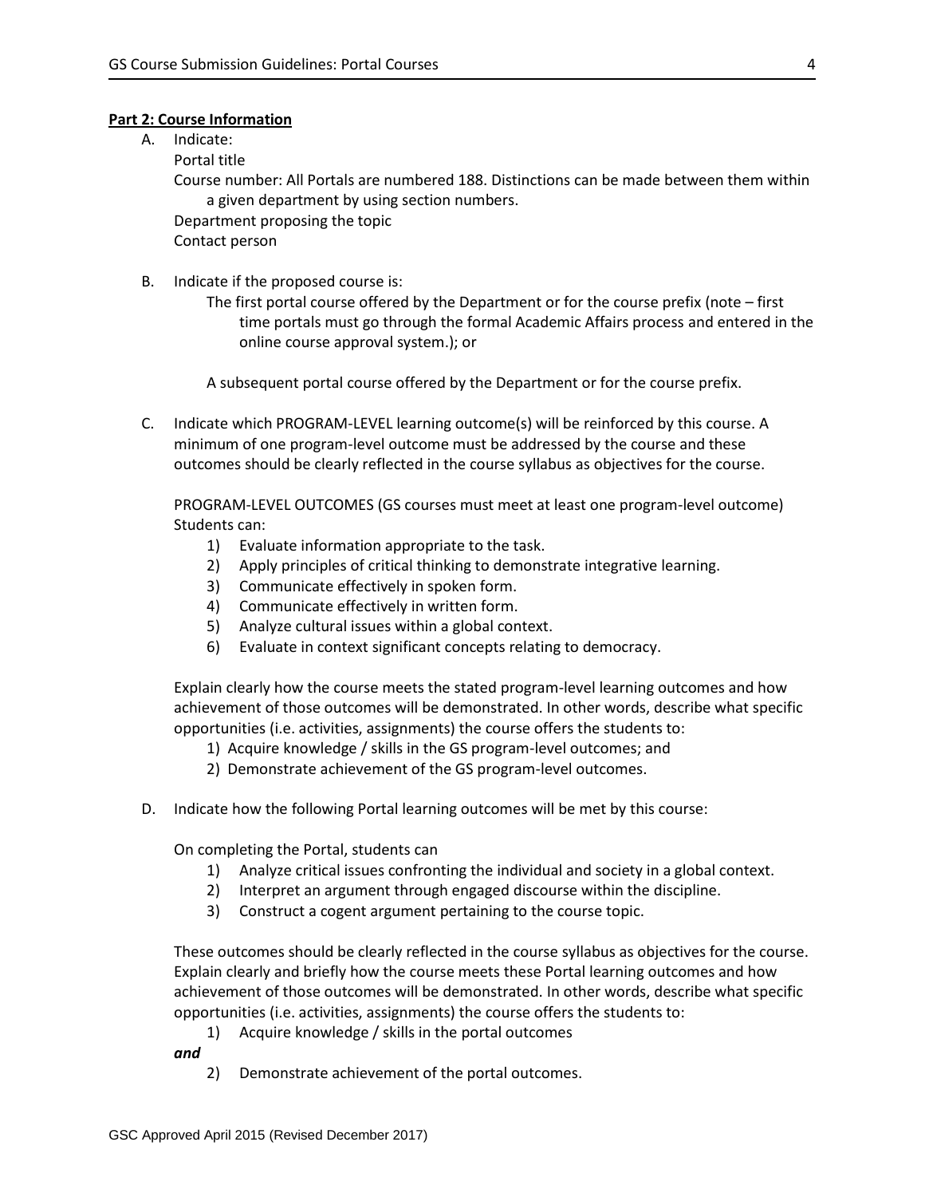**Part 2: Course Information**

A. Indicate:
   Portal title
   Course number: All Portals are numbered 188. Distinctions can be made between them within a given department by using section numbers.
   Department proposing the topic
   Contact person

B. Indicate if the proposed course is:
   The first portal course offered by the Department or for the course prefix (note – first time portals must go through the formal Academic Affairs process and entered in the online course approval system.); or

   A subsequent portal course offered by the Department or for the course prefix.

C. Indicate which PROGRAM-LEVEL learning outcome(s) will be reinforced by this course. A minimum of one program-level outcome must be addressed by the course and these outcomes should be clearly reflected in the course syllabus as objectives for the course.

   PROGRAM-LEVEL OUTCOMES (GS courses must meet at least one program-level outcome)
   Students can:
   1) Evaluate information appropriate to the task.
   2) Apply principles of critical thinking to demonstrate integrative learning.
   3) Communicate effectively in spoken form.
   4) Communicate effectively in written form.
   5) Analyze cultural issues within a global context.
   6) Evaluate in context significant concepts relating to democracy.

   Explain clearly how the course meets the stated program-level learning outcomes and how achievement of those outcomes will be demonstrated. In other words, describe what specific opportunities (i.e. activities, assignments) the course offers the students to:
   1) Acquire knowledge / skills in the GS program-level outcomes; and
   2) Demonstrate achievement of the GS program-level outcomes.

D. Indicate how the following Portal learning outcomes will be met by this course:

   On completing the Portal, students can
   1) Analyze critical issues confronting the individual and society in a global context.
   2) Interpret an argument through engaged discourse within the discipline.
   3) Construct a cogent argument pertaining to the course topic.

   These outcomes should be clearly reflected in the course syllabus as objectives for the course. Explain clearly and briefly how the course meets these Portal learning outcomes and how achievement of those outcomes will be demonstrated. In other words, describe what specific opportunities (i.e. activities, assignments) the course offers the students to:
   1) Acquire knowledge / skills in the portal outcomes

   ***and***

   2) Demonstrate achievement of the portal outcomes.

GSC Approved April 2015 (Revised December 2017)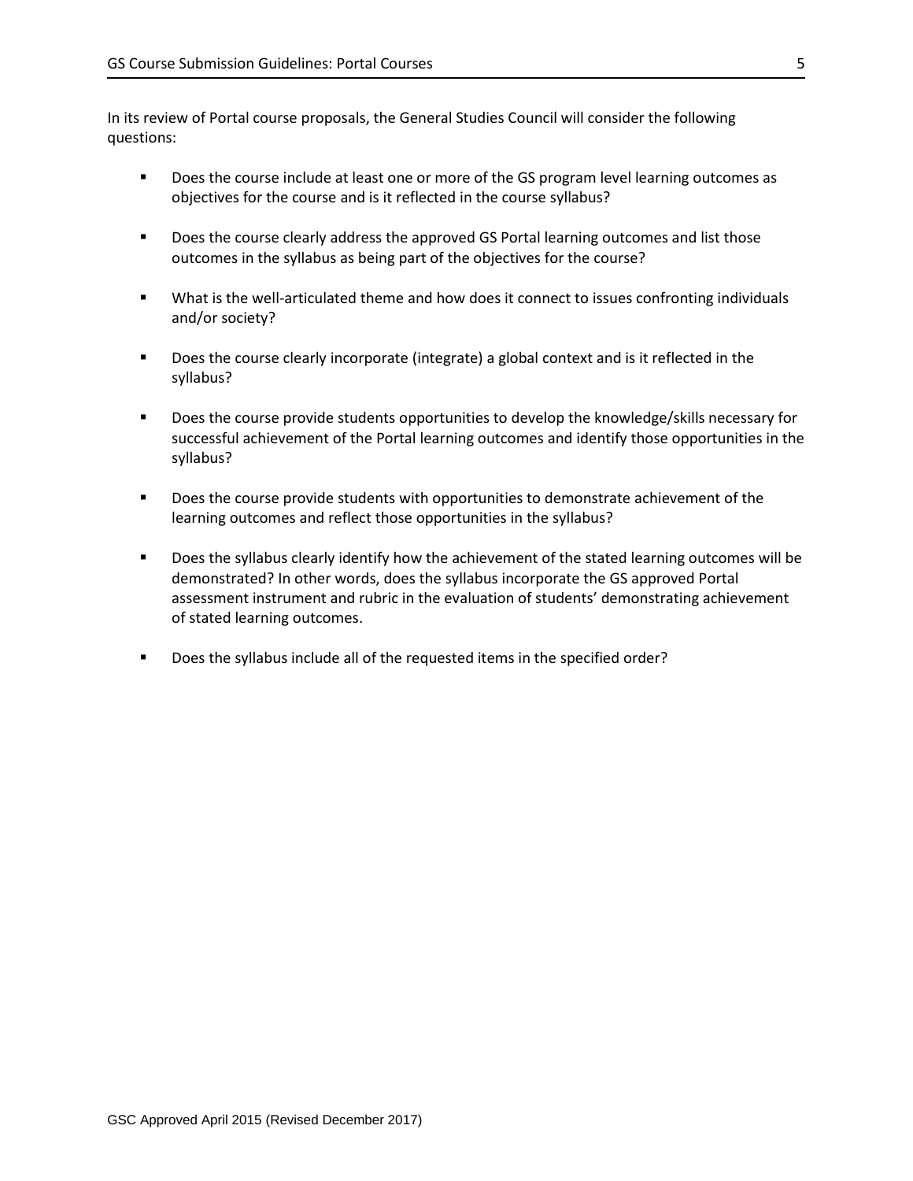In its review of Portal course proposals, the General Studies Council will consider the following questions:

- Does the course include at least one or more of the GS program level learning outcomes as objectives for the course and is it reflected in the course syllabus?
- Does the course clearly address the approved GS Portal learning outcomes and list those outcomes in the syllabus as being part of the objectives for the course?
- What is the well-articulated theme and how does it connect to issues confronting individuals and/or society?
- Does the course clearly incorporate (integrate) a global context and is it reflected in the syllabus?
- Does the course provide students opportunities to develop the knowledge/skills necessary for successful achievement of the Portal learning outcomes and identify those opportunities in the syllabus?
- Does the course provide students with opportunities to demonstrate achievement of the learning outcomes and reflect those opportunities in the syllabus?
- Does the syllabus clearly identify how the achievement of the stated learning outcomes will be demonstrated? In other words, does the syllabus incorporate the GS approved Portal assessment instrument and rubric in the evaluation of students' demonstrating achievement of stated learning outcomes.
- Does the syllabus include all of the requested items in the specified order?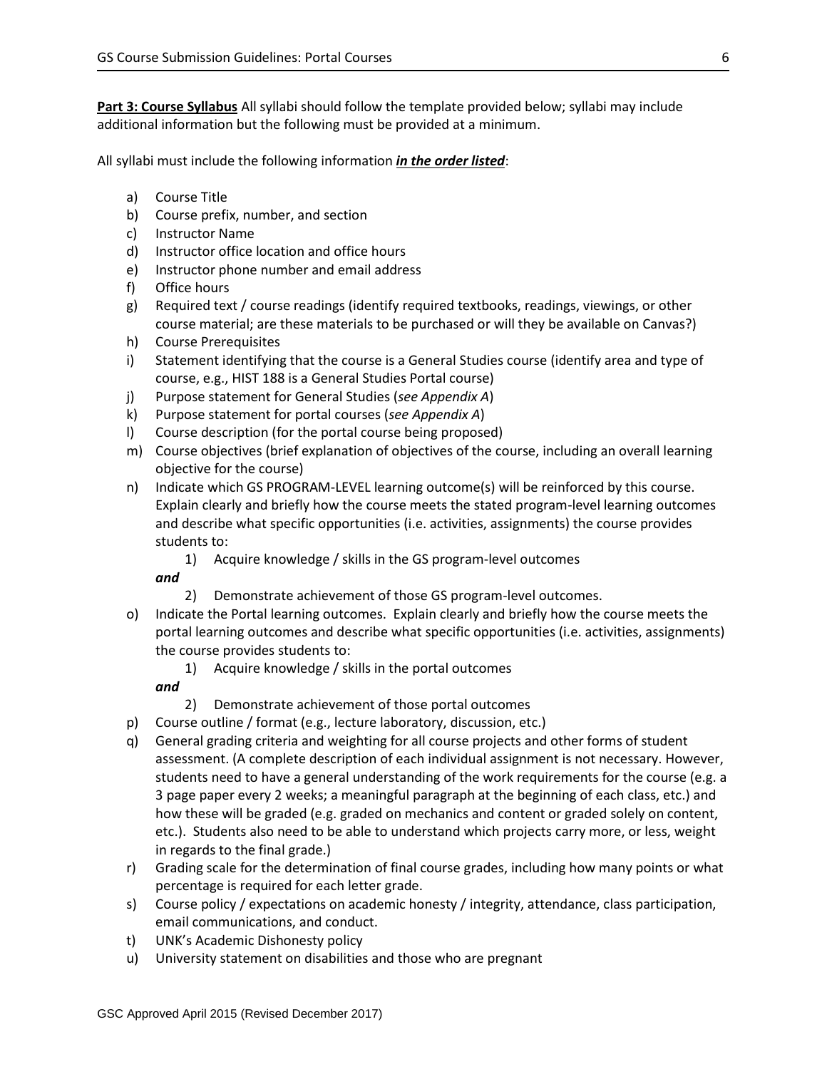**Part 3: Course Syllabus** All syllabi should follow the template provided below; syllabi may include additional information but the following must be provided at a minimum.

All syllabi must include the following information ***in the order listed***:

a) Course Title
b) Course prefix, number, and section
c) Instructor Name
d) Instructor office location and office hours
e) Instructor phone number and email address
f) Office hours
g) Required text / course readings (identify required textbooks, readings, viewings, or other course material; are these materials to be purchased or will they be available on Canvas?)
h) Course Prerequisites
i) Statement identifying that the course is a General Studies course (identify area and type of course, e.g., HIST 188 is a General Studies Portal course)
j) Purpose statement for General Studies (*see Appendix A*)
k) Purpose statement for portal courses (*see Appendix A*)
l) Course description (for the portal course being proposed)
m) Course objectives (brief explanation of objectives of the course, including an overall learning objective for the course)
n) Indicate which GS PROGRAM-LEVEL learning outcome(s) will be reinforced by this course. Explain clearly and briefly how the course meets the stated program-level learning outcomes and describe what specific opportunities (i.e. activities, assignments) the course provides students to:
    1) Acquire knowledge / skills in the GS program-level outcomes

    ***and***

    2) Demonstrate achievement of those GS program-level outcomes.
o) Indicate the Portal learning outcomes. Explain clearly and briefly how the course meets the portal learning outcomes and describe what specific opportunities (i.e. activities, assignments) the course provides students to:
    1) Acquire knowledge / skills in the portal outcomes

    ***and***

    2) Demonstrate achievement of those portal outcomes
p) Course outline / format (e.g., lecture laboratory, discussion, etc.)
q) General grading criteria and weighting for all course projects and other forms of student assessment. (A complete description of each individual assignment is not necessary. However, students need to have a general understanding of the work requirements for the course (e.g. a 3 page paper every 2 weeks; a meaningful paragraph at the beginning of each class, etc.) and how these will be graded (e.g. graded on mechanics and content or graded solely on content, etc.). Students also need to be able to understand which projects carry more, or less, weight in regards to the final grade.)
r) Grading scale for the determination of final course grades, including how many points or what percentage is required for each letter grade.
s) Course policy / expectations on academic honesty / integrity, attendance, class participation, email communications, and conduct.
t) UNK's Academic Dishonesty policy
u) University statement on disabilities and those who are pregnant

GSC Approved April 2015 (Revised December 2017)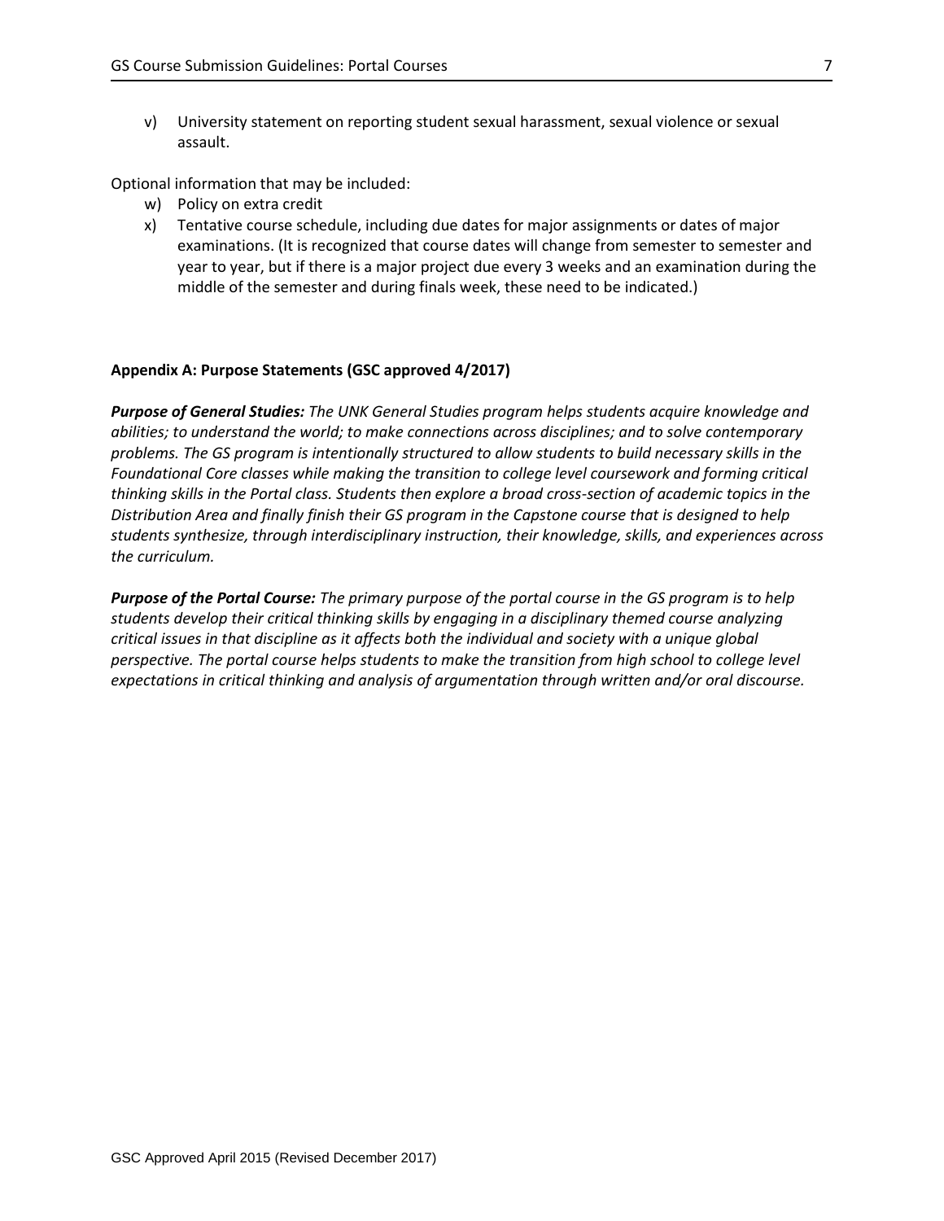v) University statement on reporting student sexual harassment, sexual violence or sexual assault.

Optional information that may be included:

w) Policy on extra credit

x) Tentative course schedule, including due dates for major assignments or dates of major examinations. (It is recognized that course dates will change from semester to semester and year to year, but if there is a major project due every 3 weeks and an examination during the middle of the semester and during finals week, these need to be indicated.)

**Appendix A: Purpose Statements (GSC approved 4/2017)**

***Purpose of General Studies:*** *The UNK General Studies program helps students acquire knowledge and abilities; to understand the world; to make connections across disciplines; and to solve contemporary problems. The GS program is intentionally structured to allow students to build necessary skills in the Foundational Core classes while making the transition to college level coursework and forming critical thinking skills in the Portal class. Students then explore a broad cross-section of academic topics in the Distribution Area and finally finish their GS program in the Capstone course that is designed to help students synthesize, through interdisciplinary instruction, their knowledge, skills, and experiences across the curriculum.*

***Purpose of the Portal Course:*** *The primary purpose of the portal course in the GS program is to help students develop their critical thinking skills by engaging in a disciplinary themed course analyzing critical issues in that discipline as it affects both the individual and society with a unique global perspective. The portal course helps students to make the transition from high school to college level expectations in critical thinking and analysis of argumentation through written and/or oral discourse.*